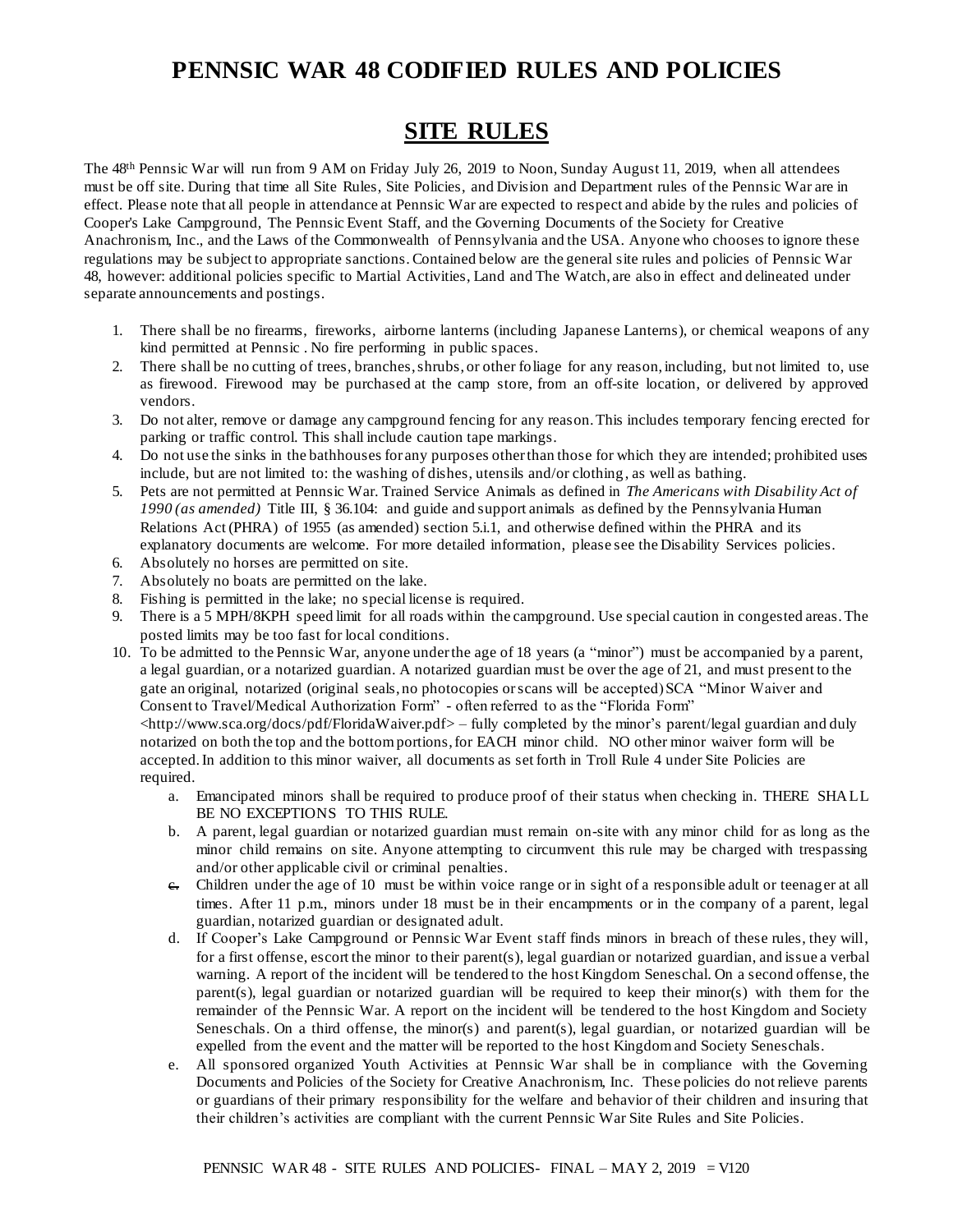# PENNSIC WAR 48 CODIFIED RULES AND POLICIES

## SITE RULES

The 48th Pennsic War will run from 9 AM on Friday July 26, 2019 to Noon, Sunday August 11, 2019, when all attendees must be off site. During that time all Site Rules, Site Policies, and Division and Department rules of the Pennsic War are in effect. Please note that all people in attendance at Pennsic War are expected to respect and abide by the rules and policies of Cooper's Lake Campground, The Pennsic Event Staff, and the Governing Documents of the Society for Creative Anachronism, Inc., and the Laws of the Commonwealth of Pennsylvania and the USA. Anyone who chooses to ignore these regulations may be subject to appropriate sanctions. Contained below are the general site rules and policies of Pennsic War 48, however: additional policies specific to Martial Activities, Land and The Watch, are also in effect and delineated under separate announcements and postings.

1. There shall be no firearms, fireworks, airborne lanterns (including Japanese Lanterns), or chemical weapons of any kind permitted at Pennsic . No fire performing in public spaces.
2. There shall be no cutting of trees, branches, shrubs, or other foliage for any reason, including, but not limited to, use as firewood. Firewood may be purchased at the camp store, from an off-site location, or delivered by approved vendors.
3. Do not alter, remove or damage any campground fencing for any reason. This includes temporary fencing erected for parking or traffic control. This shall include caution tape markings.
4. Do not use the sinks in the bathhouses for any purposes other than those for which they are intended; prohibited uses include, but are not limited to: the washing of dishes, utensils and/or clothing, as well as bathing.
5. Pets are not permitted at Pennsic War. Trained Service Animals as defined in *The Americans with Disability Act of 1990 (as amended)* Title III, § 36.104: and guide and support animals as defined by the Pennsylvania Human Relations Act (PHRA) of 1955 (as amended) section 5.i.1, and otherwise defined within the PHRA and its explanatory documents are welcome. For more detailed information, please see the Disability Services policies.
6. Absolutely no horses are permitted on site.
7. Absolutely no boats are permitted on the lake.
8. Fishing is permitted in the lake; no special license is required.
9. There is a 5 MPH/8KPH speed limit for all roads within the campground. Use special caution in congested areas. The posted limits may be too fast for local conditions.
10. To be admitted to the Pennsic War, anyone under the age of 18 years (a "minor") must be accompanied by a parent, a legal guardian, or a notarized guardian. A notarized guardian must be over the age of 21, and must present to the gate an original, notarized (original seals, no photocopies or scans will be accepted) SCA "Minor Waiver and Consent to Travel/Medical Authorization Form" - often referred to as the "Florida Form" <http://www.sca.org/docs/pdf/FloridaWaiver.pdf> – fully completed by the minor's parent/legal guardian and duly notarized on both the top and the bottom portions, for EACH minor child. NO other minor waiver form will be accepted. In addition to this minor waiver, all documents as set forth in Troll Rule 4 under Site Policies are required.
    a. Emancipated minors shall be required to produce proof of their status when checking in. THERE SHALL BE NO EXCEPTIONS TO THIS RULE.
    b. A parent, legal guardian or notarized guardian must remain on-site with any minor child for as long as the minor child remains on site. Anyone attempting to circumvent this rule may be charged with trespassing and/or other applicable civil or criminal penalties.
    c. Children under the age of 10 must be within voice range or in sight of a responsible adult or teenager at all times. After 11 p.m., minors under 18 must be in their encampments or in the company of a parent, legal guardian, notarized guardian or designated adult.
    d. If Cooper's Lake Campground or Pennsic War Event staff finds minors in breach of these rules, they will, for a first offense, escort the minor to their parent(s), legal guardian or notarized guardian, and issue a verbal warning. A report of the incident will be tendered to the host Kingdom Seneschal. On a second offense, the parent(s), legal guardian or notarized guardian will be required to keep their minor(s) with them for the remainder of the Pennsic War. A report on the incident will be tendered to the host Kingdom and Society Seneschals. On a third offense, the minor(s) and parent(s), legal guardian, or notarized guardian will be expelled from the event and the matter will be reported to the host Kingdom and Society Seneschals.
    e. All sponsored organized Youth Activities at Pennsic War shall be in compliance with the Governing Documents and Policies of the Society for Creative Anachronism, Inc. These policies do not relieve parents or guardians of their primary responsibility for the welfare and behavior of their children and insuring that their children's activities are compliant with the current Pennsic War Site Rules and Site Policies.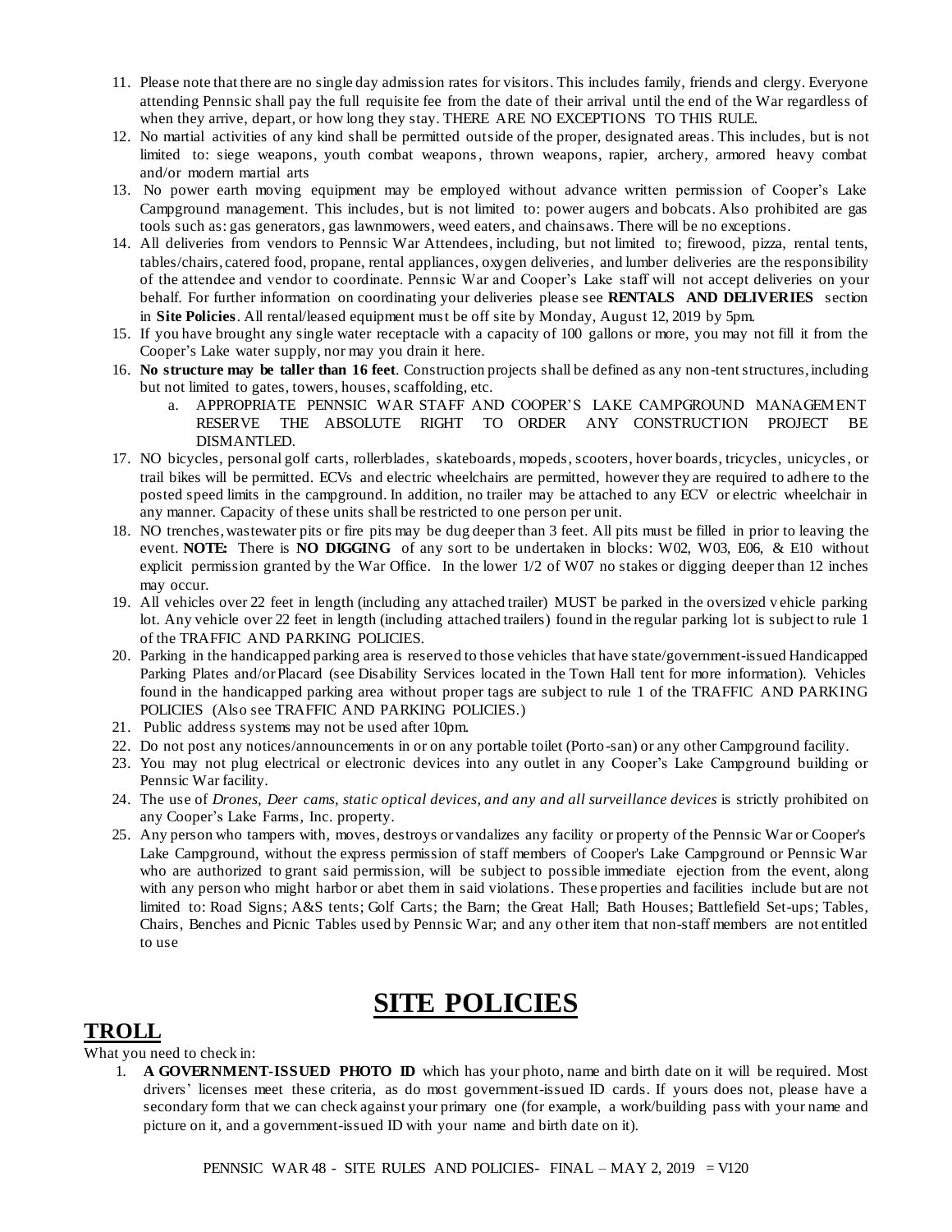11. Please note that there are no single day admission rates for visitors. This includes family, friends and clergy. Everyone attending Pennsic shall pay the full requisite fee from the date of their arrival until the end of the War regardless of when they arrive, depart, or how long they stay. THERE ARE NO EXCEPTIONS TO THIS RULE.
12. No martial activities of any kind shall be permitted outside of the proper, designated areas. This includes, but is not limited to: siege weapons, youth combat weapons, thrown weapons, rapier, archery, armored heavy combat and/or modern martial arts
13. No power earth moving equipment may be employed without advance written permission of Cooper's Lake Campground management. This includes, but is not limited to: power augers and bobcats. Also prohibited are gas tools such as: gas generators, gas lawnmowers, weed eaters, and chainsaws. There will be no exceptions.
14. All deliveries from vendors to Pennsic War Attendees, including, but not limited to; firewood, pizza, rental tents, tables/chairs, catered food, propane, rental appliances, oxygen deliveries, and lumber deliveries are the responsibility of the attendee and vendor to coordinate. Pennsic War and Cooper's Lake staff will not accept deliveries on your behalf. For further information on coordinating your deliveries please see **RENTALS AND DELIVERIES** section in **Site Policies**. All rental/leased equipment must be off site by Monday, August 12, 2019 by 5pm.
15. If you have brought any single water receptacle with a capacity of 100 gallons or more, you may not fill it from the Cooper's Lake water supply, nor may you drain it here.
16. **No structure may be taller than 16 feet**. Construction projects shall be defined as any non-tent structures, including but not limited to gates, towers, houses, scaffolding, etc.
    a. APPROPRIATE PENNSIC WAR STAFF AND COOPER'S LAKE CAMPGROUND MANAGEMENT RESERVE THE ABSOLUTE RIGHT TO ORDER ANY CONSTRUCTION PROJECT BE DISMANTLED.
17. NO bicycles, personal golf carts, rollerblades, skateboards, mopeds, scooters, hover boards, tricycles, unicycles, or trail bikes will be permitted. ECVs and electric wheelchairs are permitted, however they are required to adhere to the posted speed limits in the campground. In addition, no trailer may be attached to any ECV or electric wheelchair in any manner. Capacity of these units shall be restricted to one person per unit.
18. NO trenches, wastewater pits or fire pits may be dug deeper than 3 feet. All pits must be filled in prior to leaving the event. **NOTE:** There is **NO DIGGING** of any sort to be undertaken in blocks: W02, W03, E06, & E10 without explicit permission granted by the War Office. In the lower 1/2 of W07 no stakes or digging deeper than 12 inches may occur.
19. All vehicles over 22 feet in length (including any attached trailer) MUST be parked in the oversized vehicle parking lot. Any vehicle over 22 feet in length (including attached trailers) found in the regular parking lot is subject to rule 1 of the TRAFFIC AND PARKING POLICIES.
20. Parking in the handicapped parking area is reserved to those vehicles that have state/government-issued Handicapped Parking Plates and/or Placard (see Disability Services located in the Town Hall tent for more information). Vehicles found in the handicapped parking area without proper tags are subject to rule 1 of the TRAFFIC AND PARKING POLICIES (Also see TRAFFIC AND PARKING POLICIES.)
21. Public address systems may not be used after 10pm.
22. Do not post any notices/announcements in or on any portable toilet (Porto-san) or any other Campground facility.
23. You may not plug electrical or electronic devices into any outlet in any Cooper's Lake Campground building or Pennsic War facility.
24. The use of *Drones, Deer cams, static optical devices, and any and all surveillance devices* is strictly prohibited on any Cooper's Lake Farms, Inc. property.
25. Any person who tampers with, moves, destroys or vandalizes any facility or property of the Pennsic War or Cooper's Lake Campground, without the express permission of staff members of Cooper's Lake Campground or Pennsic War who are authorized to grant said permission, will be subject to possible immediate ejection from the event, along with any person who might harbor or abet them in said violations. These properties and facilities include but are not limited to: Road Signs; A&S tents; Golf Carts; the Barn; the Great Hall; Bath Houses; Battlefield Set-ups; Tables, Chairs, Benches and Picnic Tables used by Pennsic War; and any other item that non-staff members are not entitled to use

# SITE POLICIES

## TROLL

What you need to check in:

1. **A GOVERNMENT-ISSUED PHOTO ID** which has your photo, name and birth date on it will be required. Most drivers' licenses meet these criteria, as do most government-issued ID cards. If yours does not, please have a secondary form that we can check against your primary one (for example, a work/building pass with your name and picture on it, and a government-issued ID with your name and birth date on it).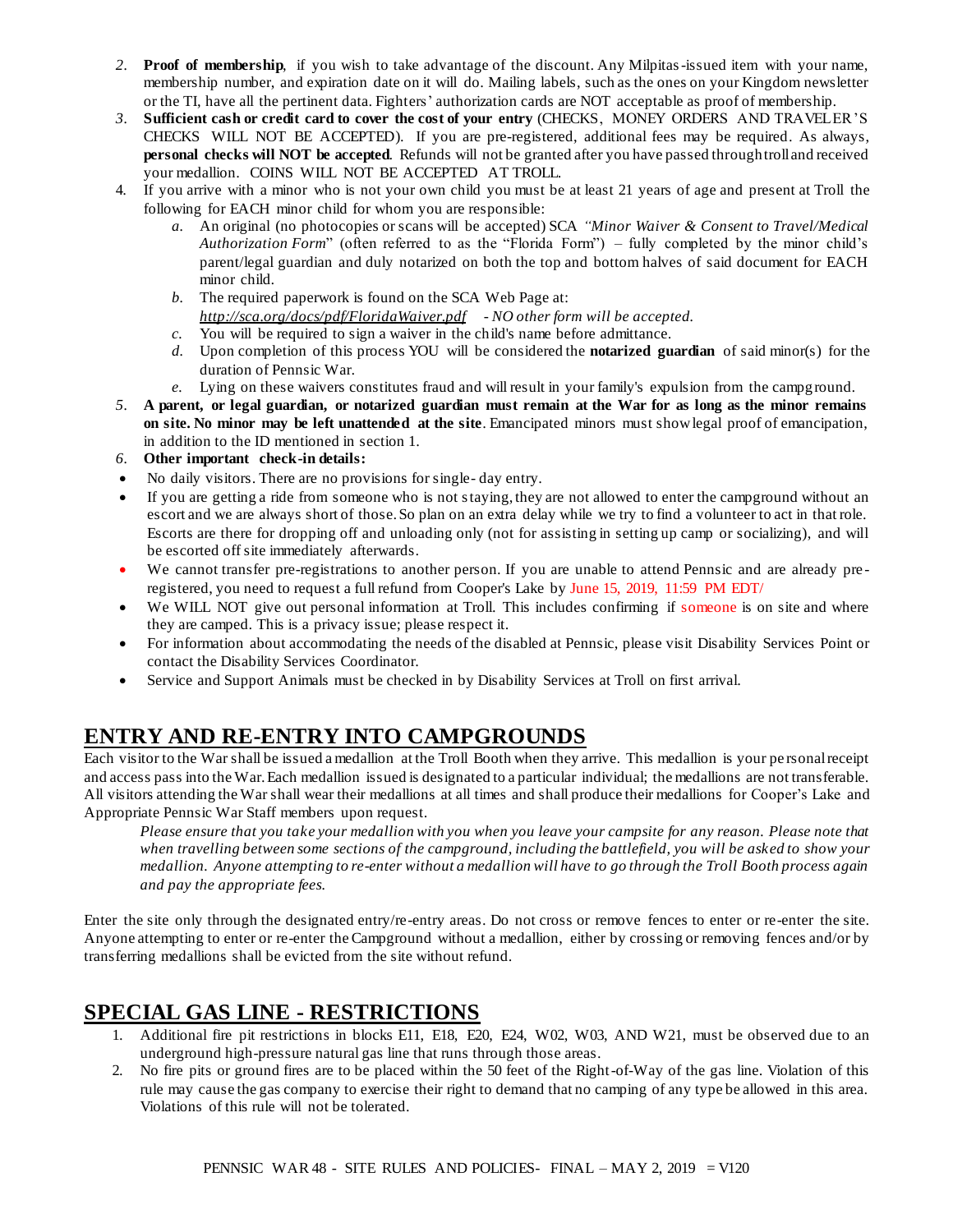2. **Proof of membership**, if you wish to take advantage of the discount. Any Milpitas-issued item with your name, membership number, and expiration date on it will do. Mailing labels, such as the ones on your Kingdom newsletter or the TI, have all the pertinent data. Fighters' authorization cards are NOT acceptable as proof of membership.
3. **Sufficient cash or credit card to cover the cost of your entry** (CHECKS, MONEY ORDERS AND TRAVELER'S CHECKS WILL NOT BE ACCEPTED). If you are pre-registered, additional fees may be required. As always, **personal checks will NOT be accepted**. Refunds will not be granted after you have passed through troll and received your medallion. COINS WILL NOT BE ACCEPTED AT TROLL.
4. If you arrive with a minor who is not your own child you must be at least 21 years of age and present at Troll the following for EACH minor child for whom you are responsible:
   a. An original (no photocopies or scans will be accepted) SCA *"Minor Waiver & Consent to Travel/Medical Authorization Form*" (often referred to as the "Florida Form") – fully completed by the minor child's parent/legal guardian and duly notarized on both the top and bottom halves of said document for EACH minor child.
   b. The required paperwork is found on the SCA Web Page at: *http://sca.org/docs/pdf/FloridaWaiver.pdf* *- NO other form will be accepted.*
   c. You will be required to sign a waiver in the child's name before admittance.
   d. Upon completion of this process YOU will be considered the **notarized guardian** of said minor(s) for the duration of Pennsic War.
   e. Lying on these waivers constitutes fraud and will result in your family's expulsion from the campground.
5. **A parent, or legal guardian, or notarized guardian must remain at the War for as long as the minor remains on site. No minor may be left unattended at the site**. Emancipated minors must show legal proof of emancipation, in addition to the ID mentioned in section 1.
6. **Other important check-in details:**

- No daily visitors. There are no provisions for single- day entry.
- If you are getting a ride from someone who is not staying, they are not allowed to enter the campground without an escort and we are always short of those. So plan on an extra delay while we try to find a volunteer to act in that role. Escorts are there for dropping off and unloading only (not for assisting in setting up camp or socializing), and will be escorted off site immediately afterwards.
- We cannot transfer pre-registrations to another person. If you are unable to attend Pennsic and are already pre-registered, you need to request a full refund from Cooper's Lake by June 15, 2019, 11:59 PM EDT/
- We WILL NOT give out personal information at Troll. This includes confirming if someone is on site and where they are camped. This is a privacy issue; please respect it.
- For information about accommodating the needs of the disabled at Pennsic, please visit Disability Services Point or contact the Disability Services Coordinator.
- Service and Support Animals must be checked in by Disability Services at Troll on first arrival.

## ENTRY AND RE-ENTRY INTO CAMPGROUNDS

Each visitor to the War shall be issued a medallion at the Troll Booth when they arrive. This medallion is your personal receipt and access pass into the War. Each medallion issued is designated to a particular individual; the medallions are not transferable. All visitors attending the War shall wear their medallions at all times and shall produce their medallions for Cooper's Lake and Appropriate Pennsic War Staff members upon request.

*Please ensure that you take your medallion with you when you leave your campsite for any reason. Please note that when travelling between some sections of the campground, including the battlefield, you will be asked to show your medallion. Anyone attempting to re-enter without a medallion will have to go through the Troll Booth process again and pay the appropriate fees.*

Enter the site only through the designated entry/re-entry areas. Do not cross or remove fences to enter or re-enter the site. Anyone attempting to enter or re-enter the Campground without a medallion, either by crossing or removing fences and/or by transferring medallions shall be evicted from the site without refund.

## SPECIAL GAS LINE - RESTRICTIONS

1. Additional fire pit restrictions in blocks E11, E18, E20, E24, W02, W03, AND W21, must be observed due to an underground high-pressure natural gas line that runs through those areas.
2. No fire pits or ground fires are to be placed within the 50 feet of the Right-of-Way of the gas line. Violation of this rule may cause the gas company to exercise their right to demand that no camping of any type be allowed in this area. Violations of this rule will not be tolerated.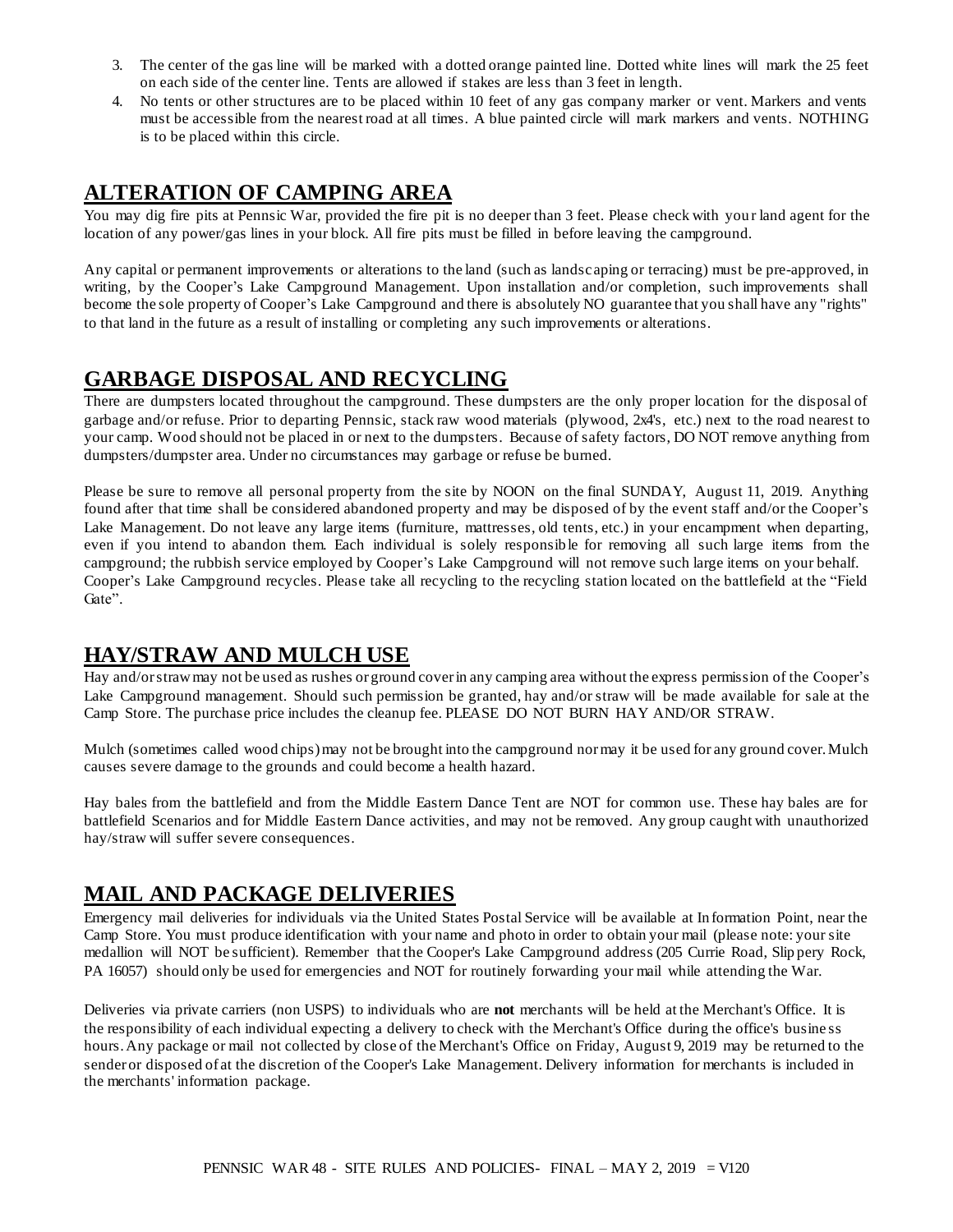3. The center of the gas line will be marked with a dotted orange painted line. Dotted white lines will mark the 25 feet on each side of the center line. Tents are allowed if stakes are less than 3 feet in length.
4. No tents or other structures are to be placed within 10 feet of any gas company marker or vent. Markers and vents must be accessible from the nearest road at all times. A blue painted circle will mark markers and vents. NOTHING is to be placed within this circle.

## ALTERATION OF CAMPING AREA

You may dig fire pits at Pennsic War, provided the fire pit is no deeper than 3 feet. Please check with your land agent for the location of any power/gas lines in your block. All fire pits must be filled in before leaving the campground.

Any capital or permanent improvements or alterations to the land (such as landscaping or terracing) must be pre-approved, in writing, by the Cooper's Lake Campground Management. Upon installation and/or completion, such improvements shall become the sole property of Cooper's Lake Campground and there is absolutely NO guarantee that you shall have any "rights" to that land in the future as a result of installing or completing any such improvements or alterations.

## GARBAGE DISPOSAL AND RECYCLING

There are dumpsters located throughout the campground. These dumpsters are the only proper location for the disposal of garbage and/or refuse. Prior to departing Pennsic, stack raw wood materials (plywood, 2x4's, etc.) next to the road nearest to your camp. Wood should not be placed in or next to the dumpsters. Because of safety factors, DO NOT remove anything from dumpsters/dumpster area. Under no circumstances may garbage or refuse be burned.

Please be sure to remove all personal property from the site by NOON on the final SUNDAY, August 11, 2019. Anything found after that time shall be considered abandoned property and may be disposed of by the event staff and/or the Cooper's Lake Management. Do not leave any large items (furniture, mattresses, old tents, etc.) in your encampment when departing, even if you intend to abandon them. Each individual is solely responsible for removing all such large items from the campground; the rubbish service employed by Cooper's Lake Campground will not remove such large items on your behalf. Cooper's Lake Campground recycles. Please take all recycling to the recycling station located on the battlefield at the "Field Gate".

## HAY/STRAW AND MULCH USE

Hay and/or straw may not be used as rushes or ground cover in any camping area without the express permission of the Cooper's Lake Campground management. Should such permission be granted, hay and/or straw will be made available for sale at the Camp Store. The purchase price includes the cleanup fee. PLEASE DO NOT BURN HAY AND/OR STRAW.

Mulch (sometimes called wood chips) may not be brought into the campground nor may it be used for any ground cover. Mulch causes severe damage to the grounds and could become a health hazard.

Hay bales from the battlefield and from the Middle Eastern Dance Tent are NOT for common use. These hay bales are for battlefield Scenarios and for Middle Eastern Dance activities, and may not be removed. Any group caught with unauthorized hay/straw will suffer severe consequences.

## MAIL AND PACKAGE DELIVERIES

Emergency mail deliveries for individuals via the United States Postal Service will be available at Information Point, near the Camp Store. You must produce identification with your name and photo in order to obtain your mail (please note: your site medallion will NOT be sufficient). Remember that the Cooper's Lake Campground address (205 Currie Road, Slippery Rock, PA 16057) should only be used for emergencies and NOT for routinely forwarding your mail while attending the War.

Deliveries via private carriers (non USPS) to individuals who are **not** merchants will be held at the Merchant's Office. It is the responsibility of each individual expecting a delivery to check with the Merchant's Office during the office's business hours. Any package or mail not collected by close of the Merchant's Office on Friday, August 9, 2019 may be returned to the sender or disposed of at the discretion of the Cooper's Lake Management. Delivery information for merchants is included in the merchants' information package.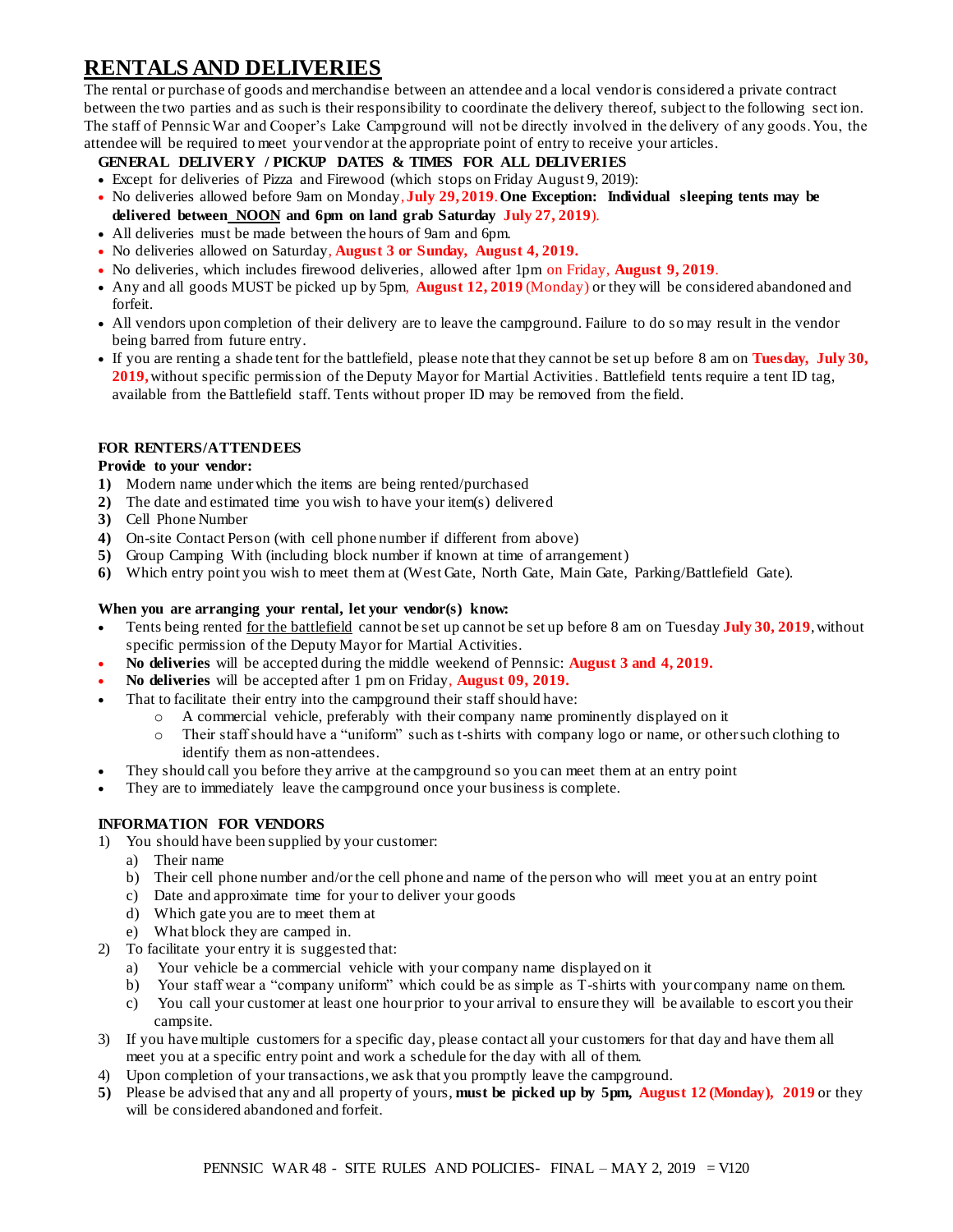# RENTALS AND DELIVERIES

The rental or purchase of goods and merchandise between an attendee and a local vendor is considered a private contract between the two parties and as such is their responsibility to coordinate the delivery thereof, subject to the following section. The staff of Pennsic War and Cooper's Lake Campground will not be directly involved in the delivery of any goods. You, the attendee will be required to meet your vendor at the appropriate point of entry to receive your articles.

**GENERAL DELIVERY / PICKUP DATES & TIMES FOR ALL DELIVERIES**

- Except for deliveries of Pizza and Firewood (which stops on Friday August 9, 2019):
- No deliveries allowed before 9am on Monday, **July 29, 2019**. **One Exception: Individual sleeping tents may be delivered between <u>NOON</u> and 6pm on land grab Saturday July 27, 2019**).
- All deliveries must be made between the hours of 9am and 6pm.
- No deliveries allowed on Saturday, **August 3 or Sunday, August 4, 2019.**
- No deliveries, which includes firewood deliveries, allowed after 1pm on Friday, **August 9, 2019**.
- Any and all goods MUST be picked up by 5pm, **August 12, 2019** (Monday) or they will be considered abandoned and forfeit.
- All vendors upon completion of their delivery are to leave the campground. Failure to do so may result in the vendor being barred from future entry.
- If you are renting a shade tent for the battlefield, please note that they cannot be set up before 8 am on **Tuesday, July 30, 2019**, without specific permission of the Deputy Mayor for Martial Activities. Battlefield tents require a tent ID tag, available from the Battlefield staff. Tents without proper ID may be removed from the field.

**FOR RENTERS/ATTENDEES**

**Provide to your vendor:**

1) Modern name under which the items are being rented/purchased
2) The date and estimated time you wish to have your item(s) delivered
3) Cell Phone Number
4) On-site Contact Person (with cell phone number if different from above)
5) Group Camping With (including block number if known at time of arrangement)
6) Which entry point you wish to meet them at (West Gate, North Gate, Main Gate, Parking/Battlefield Gate).

**When you are arranging your rental, let your vendor(s) know:**

- Tents being rented <u>for the battlefield</u> cannot be set up cannot be set up before 8 am on Tuesday **July 30, 2019**, without specific permission of the Deputy Mayor for Martial Activities.
- **No deliveries** will be accepted during the middle weekend of Pennsic: **August 3 and 4, 2019.**
- **No deliveries** will be accepted after 1 pm on Friday, **August 09, 2019.**
- That to facilitate their entry into the campground their staff should have:
  - A commercial vehicle, preferably with their company name prominently displayed on it
  - Their staff should have a "uniform" such as t-shirts with company logo or name, or other such clothing to identify them as non-attendees.
- They should call you before they arrive at the campground so you can meet them at an entry point
- They are to immediately leave the campground once your business is complete.

**INFORMATION FOR VENDORS**

1) You should have been supplied by your customer:
   a) Their name
   b) Their cell phone number and/or the cell phone and name of the person who will meet you at an entry point
   c) Date and approximate time for your to deliver your goods
   d) Which gate you are to meet them at
   e) What block they are camped in.
2) To facilitate your entry it is suggested that:
   a) Your vehicle be a commercial vehicle with your company name displayed on it
   b) Your staff wear a "company uniform" which could be as simple as T-shirts with your company name on them.
   c) You call your customer at least one hour prior to your arrival to ensure they will be available to escort you their campsite.
3) If you have multiple customers for a specific day, please contact all your customers for that day and have them all meet you at a specific entry point and work a schedule for the day with all of them.
4) Upon completion of your transactions, we ask that you promptly leave the campground.
5) Please be advised that any and all property of yours, **must be picked up by 5pm, August 12 (Monday), 2019** or they will be considered abandoned and forfeit.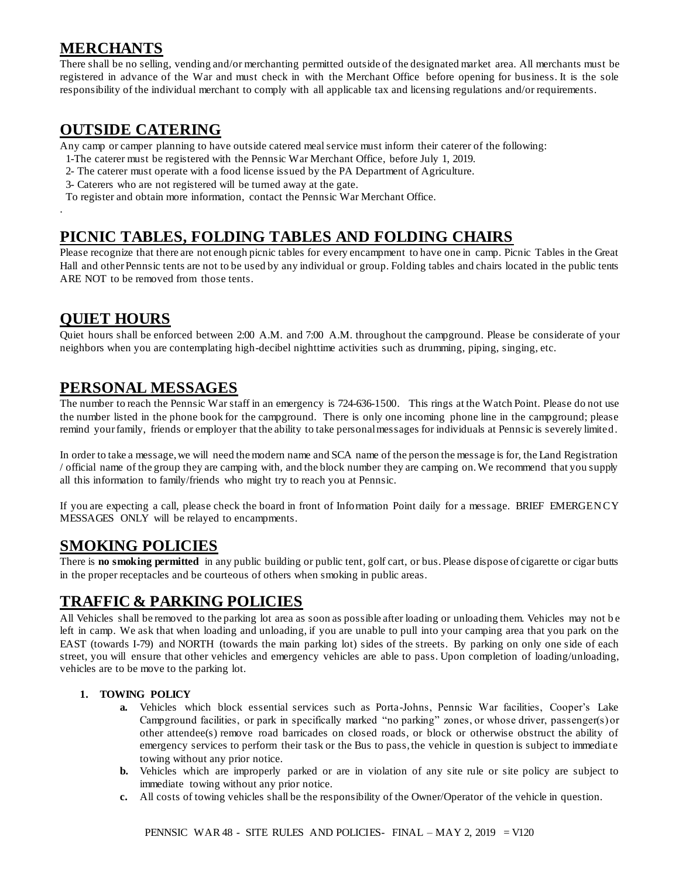## MERCHANTS

There shall be no selling, vending and/or merchanting permitted outside of the designated market area. All merchants must be registered in advance of the War and must check in with the Merchant Office before opening for business. It is the sole responsibility of the individual merchant to comply with all applicable tax and licensing regulations and/or requirements.

## OUTSIDE CATERING

Any camp or camper planning to have outside catered meal service must inform their caterer of the following:

1-The caterer must be registered with the Pennsic War Merchant Office, before July 1, 2019.

2- The caterer must operate with a food license issued by the PA Department of Agriculture.

3- Caterers who are not registered will be turned away at the gate.

To register and obtain more information, contact the Pennsic War Merchant Office.

.

## PICNIC TABLES, FOLDING TABLES AND FOLDING CHAIRS

Please recognize that there are not enough picnic tables for every encampment to have one in camp. Picnic Tables in the Great Hall and other Pennsic tents are not to be used by any individual or group. Folding tables and chairs located in the public tents ARE NOT to be removed from those tents.

## QUIET HOURS

Quiet hours shall be enforced between 2:00 A.M. and 7:00 A.M. throughout the campground. Please be considerate of your neighbors when you are contemplating high-decibel nighttime activities such as drumming, piping, singing, etc.

## PERSONAL MESSAGES

The number to reach the Pennsic War staff in an emergency is 724-636-1500. This rings at the Watch Point. Please do not use the number listed in the phone book for the campground. There is only one incoming phone line in the campground; please remind your family, friends or employer that the ability to take personal messages for individuals at Pennsic is severely limited.

In order to take a message, we will need the modern name and SCA name of the person the message is for, the Land Registration / official name of the group they are camping with, and the block number they are camping on. We recommend that you supply all this information to family/friends who might try to reach you at Pennsic.

If you are expecting a call, please check the board in front of Information Point daily for a message. BRIEF EMERGENCY MESSAGES ONLY will be relayed to encampments.

## SMOKING POLICIES

There is **no smoking permitted** in any public building or public tent, golf cart, or bus. Please dispose of cigarette or cigar butts in the proper receptacles and be courteous of others when smoking in public areas.

## TRAFFIC & PARKING POLICIES

All Vehicles shall be removed to the parking lot area as soon as possible after loading or unloading them. Vehicles may not be left in camp. We ask that when loading and unloading, if you are unable to pull into your camping area that you park on the EAST (towards I-79) and NORTH (towards the main parking lot) sides of the streets. By parking on only one side of each street, you will ensure that other vehicles and emergency vehicles are able to pass. Upon completion of loading/unloading, vehicles are to be move to the parking lot.

1. **TOWING POLICY**
   - **a.** Vehicles which block essential services such as Porta-Johns, Pennsic War facilities, Cooper's Lake Campground facilities, or park in specifically marked "no parking" zones, or whose driver, passenger(s) or other attendee(s) remove road barricades on closed roads, or block or otherwise obstruct the ability of emergency services to perform their task or the Bus to pass, the vehicle in question is subject to immediate towing without any prior notice.
   - **b.** Vehicles which are improperly parked or are in violation of any site rule or site policy are subject to immediate towing without any prior notice.
   - **c.** All costs of towing vehicles shall be the responsibility of the Owner/Operator of the vehicle in question.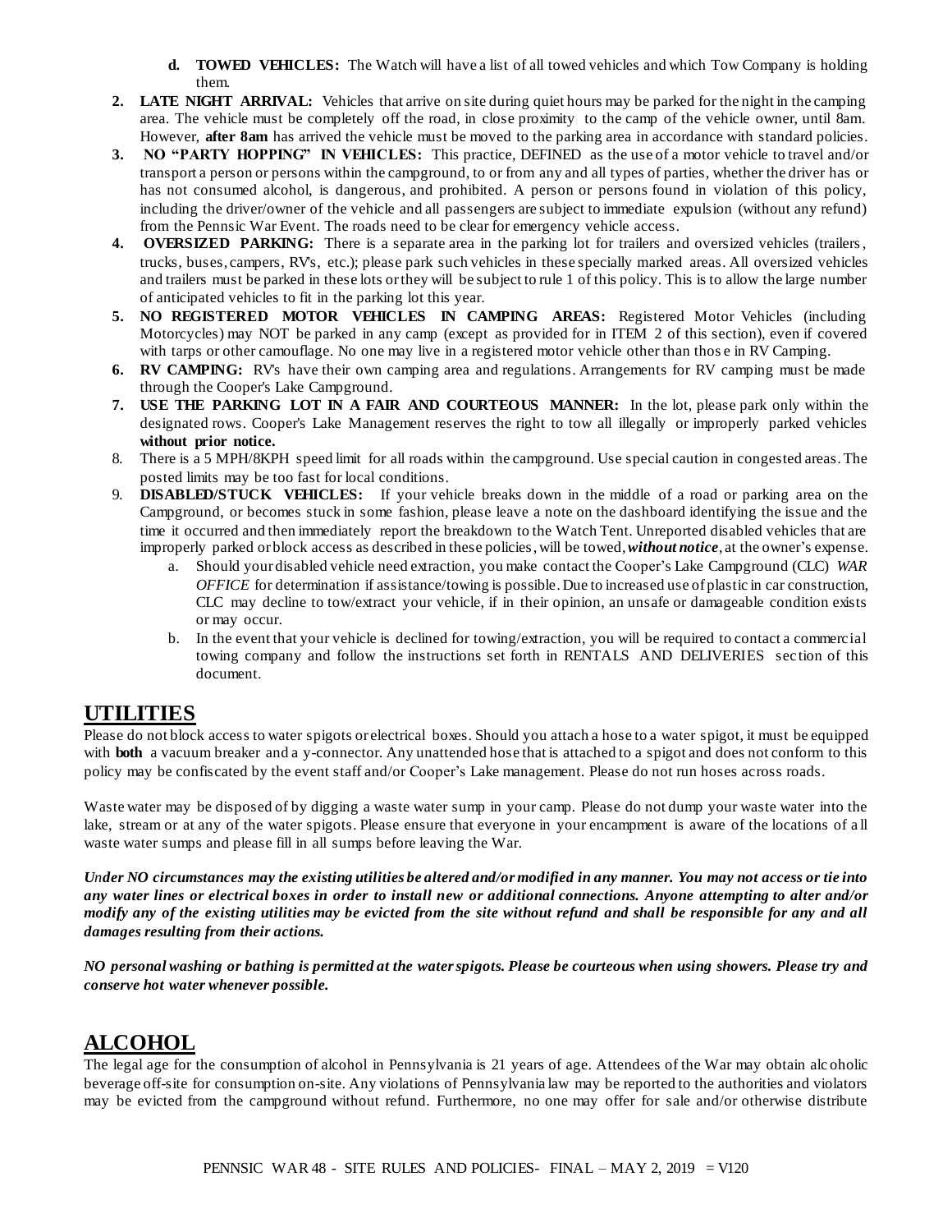d. **TOWED VEHICLES:** The Watch will have a list of all towed vehicles and which Tow Company is holding them.

2. **LATE NIGHT ARRIVAL:** Vehicles that arrive on site during quiet hours may be parked for the night in the camping area. The vehicle must be completely off the road, in close proximity to the camp of the vehicle owner, until 8am. However, **after 8am** has arrived the vehicle must be moved to the parking area in accordance with standard policies.
3. **NO "PARTY HOPPING" IN VEHICLES:** This practice, DEFINED as the use of a motor vehicle to travel and/or transport a person or persons within the campground, to or from any and all types of parties, whether the driver has or has not consumed alcohol, is dangerous, and prohibited. A person or persons found in violation of this policy, including the driver/owner of the vehicle and all passengers are subject to immediate expulsion (without any refund) from the Pennsic War Event. The roads need to be clear for emergency vehicle access.
4. **OVERSIZED PARKING:** There is a separate area in the parking lot for trailers and oversized vehicles (trailers, trucks, buses, campers, RV's, etc.); please park such vehicles in these specially marked areas. All oversized vehicles and trailers must be parked in these lots or they will be subject to rule 1 of this policy. This is to allow the large number of anticipated vehicles to fit in the parking lot this year.
5. **NO REGISTERED MOTOR VEHICLES IN CAMPING AREAS:** Registered Motor Vehicles (including Motorcycles) may NOT be parked in any camp (except as provided for in ITEM 2 of this section), even if covered with tarps or other camouflage. No one may live in a registered motor vehicle other than those in RV Camping.
6. **RV CAMPING:** RV's have their own camping area and regulations. Arrangements for RV camping must be made through the Cooper's Lake Campground.
7. **USE THE PARKING LOT IN A FAIR AND COURTEOUS MANNER:** In the lot, please park only within the designated rows. Cooper's Lake Management reserves the right to tow all illegally or improperly parked vehicles **without prior notice.**
8. There is a 5 MPH/8KPH speed limit for all roads within the campground. Use special caution in congested areas. The posted limits may be too fast for local conditions.
9. **DISABLED/STUCK VEHICLES:** If your vehicle breaks down in the middle of a road or parking area on the Campground, or becomes stuck in some fashion, please leave a note on the dashboard identifying the issue and the time it occurred and then immediately report the breakdown to the Watch Tent. Unreported disabled vehicles that are improperly parked or block access as described in these policies, will be towed, ***without notice***, at the owner's expense.
   a. Should your disabled vehicle need extraction, you make contact the Cooper's Lake Campground (CLC) *WAR OFFICE* for determination if assistance/towing is possible. Due to increased use of plastic in car construction, CLC may decline to tow/extract your vehicle, if in their opinion, an unsafe or damageable condition exists or may occur.
   b. In the event that your vehicle is declined for towing/extraction, you will be required to contact a commercial towing company and follow the instructions set forth in RENTALS AND DELIVERIES section of this document.

## UTILITIES

Please do not block access to water spigots or electrical boxes. Should you attach a hose to a water spigot, it must be equipped with **both** a vacuum breaker and a y-connector. Any unattended hose that is attached to a spigot and does not conform to this policy may be confiscated by the event staff and/or Cooper's Lake management. Please do not run hoses across roads.

Waste water may be disposed of by digging a waste water sump in your camp. Please do not dump your waste water into the lake, stream or at any of the water spigots. Please ensure that everyone in your encampment is aware of the locations of all waste water sumps and please fill in all sumps before leaving the War.

***Under NO circumstances may the existing utilities be altered and/or modified in any manner. You may not access or tie into any water lines or electrical boxes in order to install new or additional connections. Anyone attempting to alter and/or modify any of the existing utilities may be evicted from the site without refund and shall be responsible for any and all damages resulting from their actions.***

***NO personal washing or bathing is permitted at the water spigots. Please be courteous when using showers. Please try and conserve hot water whenever possible.***

## ALCOHOL

The legal age for the consumption of alcohol in Pennsylvania is 21 years of age. Attendees of the War may obtain alcoholic beverage off-site for consumption on-site. Any violations of Pennsylvania law may be reported to the authorities and violators may be evicted from the campground without refund. Furthermore, no one may offer for sale and/or otherwise distribute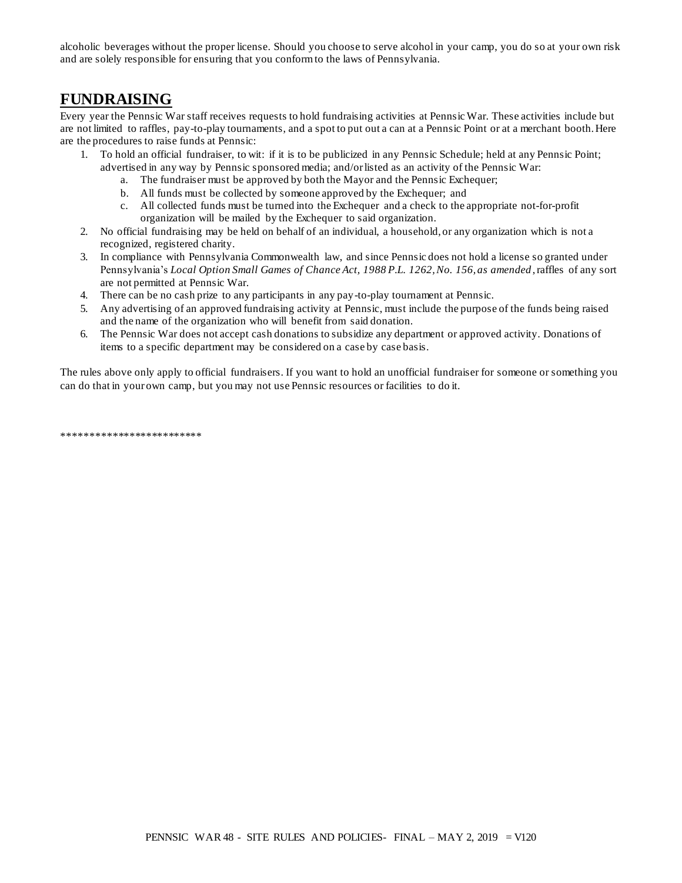alcoholic beverages without the proper license. Should you choose to serve alcohol in your camp, you do so at your own risk and are solely responsible for ensuring that you conform to the laws of Pennsylvania.

## FUNDRAISING

Every year the Pennsic War staff receives requests to hold fundraising activities at Pennsic War. These activities include but are not limited to raffles, pay-to-play tournaments, and a spot to put out a can at a Pennsic Point or at a merchant booth. Here are the procedures to raise funds at Pennsic:

1. To hold an official fundraiser, to wit: if it is to be publicized in any Pennsic Schedule; held at any Pennsic Point; advertised in any way by Pennsic sponsored media; and/or listed as an activity of the Pennsic War:
   a. The fundraiser must be approved by both the Mayor and the Pennsic Exchequer;
   b. All funds must be collected by someone approved by the Exchequer; and
   c. All collected funds must be turned into the Exchequer and a check to the appropriate not-for-profit organization will be mailed by the Exchequer to said organization.
2. No official fundraising may be held on behalf of an individual, a household, or any organization which is not a recognized, registered charity.
3. In compliance with Pennsylvania Commonwealth law, and since Pennsic does not hold a license so granted under Pennsylvania's *Local Option Small Games of Chance Act, 1988 P.L. 1262, No. 156, as amended*, raffles of any sort are not permitted at Pennsic War.
4. There can be no cash prize to any participants in any pay-to-play tournament at Pennsic.
5. Any advertising of an approved fundraising activity at Pennsic, must include the purpose of the funds being raised and the name of the organization who will benefit from said donation.
6. The Pennsic War does not accept cash donations to subsidize any department or approved activity. Donations of items to a specific department may be considered on a case by case basis.

The rules above only apply to official fundraisers. If you want to hold an unofficial fundraiser for someone or something you can do that in your own camp, but you may not use Pennsic resources or facilities to do it.

************************